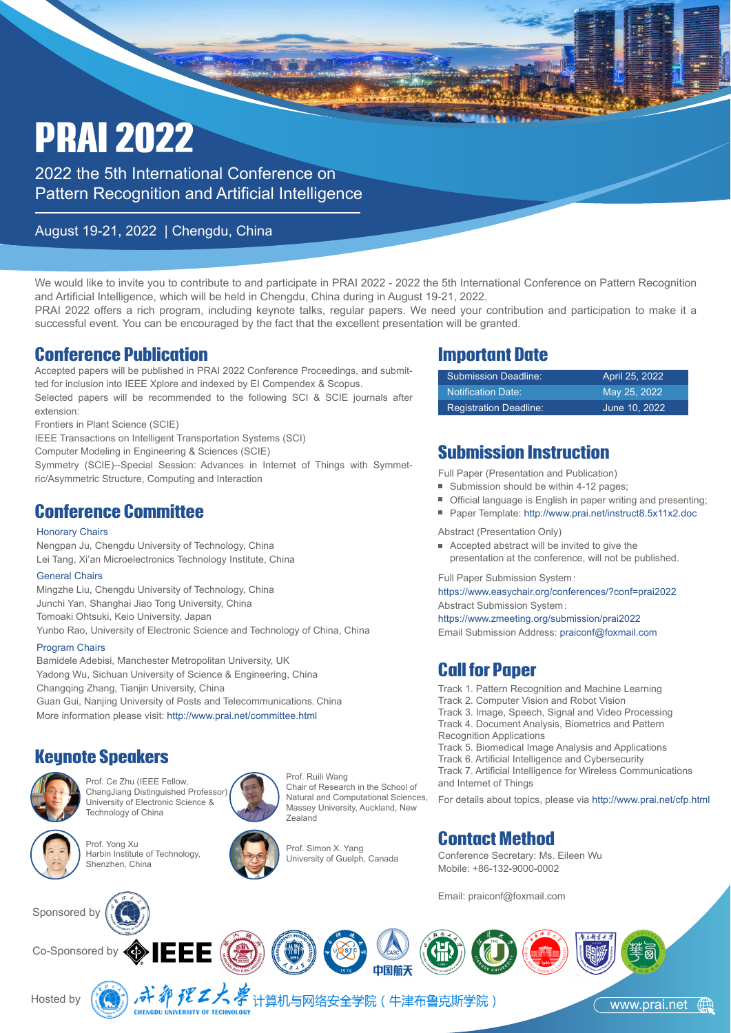# PRAI 2022

2022 the 5th International Conference on Pattern Recognition and Artificial Intelligence

August 19-21, 2022 | Chengdu, China

We would like to invite you to contribute to and participate in PRAI 2022 - 2022 the 5th International Conference on Pattern Recognition and Artificial Intelligence, which will be held in Chengdu, China during in August 19-21, 2022.

PRAI 2022 offers a rich program, including keynote talks, regular papers. We need your contribution and participation to make it a successful event. You can be encouraged by the fact that the excellent presentation will be granted.

## Conference Publication

Accepted papers will be published in PRAI 2022 Conference Proceedings, and submitted for inclusion into IEEE Xplore and indexed by EI Compendex & Scopus.

Selected papers will be recommended to the following SCI & SCIE journals after extension:

Frontiers in Plant Science (SCIE)

IEEE Transactions on Intelligent Transportation Systems (SCI)

Computer Modeling in Engineering & Sciences (SCIE)

Symmetry (SCIE)--Special Session: Advances in Internet of Things with Symmetric/Asymmetric Structure, Computing and Interaction

## Conference Committee

**Honorary Chairs**

Nengpan Ju, Chengdu University of Technology, China

Lei Tang, Xi'an Microelectronics Technology Institute, China

**General Chairs**

Mingzhe Liu, Chengdu University of Technology, China

Junchi Yan, Shanghai Jiao Tong University, China

Tomoaki Ohtsuki, Keio University, Japan

Yunbo Rao, University of Electronic Science and Technology of China, China

**Program Chairs**

Bamidele Adebisi, Manchester Metropolitan University, UK

Yadong Wu, Sichuan University of Science & Engineering, China

Changqing Zhang, Tianjin University, China

Guan Gui, Nanjing University of Posts and Telecommunications, China

More information please visit: http://www.prai.net/committee.html

## Keynote Speakers

Prof. Ce Zhu (IEEE Fellow, ChangJiang Distinguished Professor) University of Electronic Science & Technology of China

Prof. Ruili Wang Chair of Research in the School of Natural and Computational Sciences, Massey University, Auckland, New Zealand

Prof. Yong Xu Harbin Institute of Technology, Shenzhen, China

Prof. Simon X. Yang University of Guelph, Canada

## Important Date

| | |
|---|---|
| Submission Deadline: | April 25, 2022 |
| Notification Date: | May 25, 2022 |
| Registration Deadline: | June 10, 2022 |

## Submission Instruction

Full Paper (Presentation and Publication)

- Submission should be within 4-12 pages;
- Official language is English in paper writing and presenting;
- Paper Template: http://www.prai.net/instruct8.5x11x2.doc

Abstract (Presentation Only)

- Accepted abstract will be invited to give the presentation at the conference, will not be published.

Full Paper Submission System：

https://www.easychair.org/conferences/?conf=prai2022

Abstract Submission System：

https://www.zmeeting.org/submission/prai2022

Email Submission Address: praiconf@foxmail.com

## Call for Paper

Track 1. Pattern Recognition and Machine Learning

Track 2. Computer Vision and Robot Vision

Track 3. Image, Speech, Signal and Video Processing

Track 4. Document Analysis, Biometrics and Pattern Recognition Applications

Track 5. Biomedical Image Analysis and Applications

Track 6. Artificial Intelligence and Cybersecurity

Track 7. Artificial Intelligence for Wireless Communications and Internet of Things

For details about topics, please via http://www.prai.net/cfp.html

## Contact Method

Conference Secretary: Ms. Eileen Wu

Mobile: +86-132-9000-0002

Email: praiconf@foxmail.com

Sponsored by

Co-Sponsored by IEEE

Hosted by 成都理工大学 CHENGDU UNIVERSITY OF TECHNOLOGY 计算机与网络安全学院（牛津布鲁克斯学院）

www.prai.net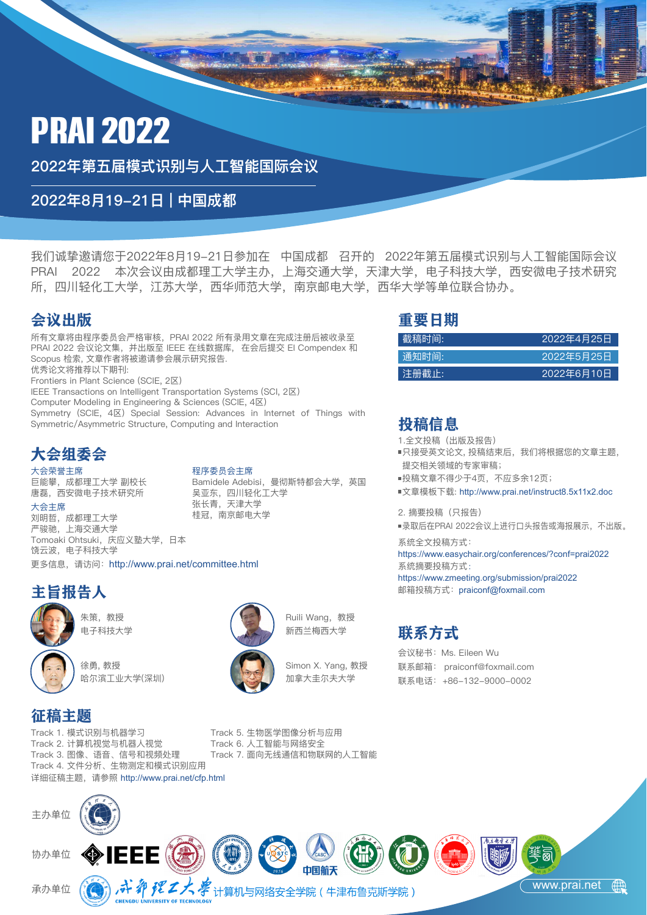# PRAI 2022

## 2022年第五届模式识别与人工智能国际会议

## 2022年8月19–21日 | 中国成都

我们诚挚邀请您于2022年8月19–21日参加在 中国成都 召开的 2022年第五届模式识别与人工智能国际会议PRAI 2022 本次会议由成都理工大学主办，上海交通大学，天津大学，电子科技大学，西安微电子技术研究所，四川轻化工大学，江苏大学，西华师范大学，南京邮电大学，西华大学等单位联合协办。

## 会议出版

所有文章将由程序委员会严格审核，PRAI 2022 所有录用文章在完成注册后被收录至PRAI 2022 会议论文集，并出版至 IEEE 在线数据库， 在会后提交 EI Compendex 和 Scopus 检索, 文章作者将被邀请参会展示研究报告.
优秀论文将推荐以下期刊:
Frontiers in Plant Science (SCIE, 2区)
IEEE Transactions on Intelligent Transportation Systems (SCI, 2区)
Computer Modeling in Engineering & Sciences (SCIE, 4区)
Symmetry (SCIE, 4区) Special Session: Advances in Internet of Things with Symmetric/Asymmetric Structure, Computing and Interaction

## 大会组委会

**大会荣誉主席**
巨能攀，成都理工大学 副校长
唐磊，西安微电子技术研究所

**大会主席**
刘明哲，成都理工大学
严骏驰，上海交通大学
Tomoaki Ohtsuki，庆应义塾大学，日本
饶云波，电子科技大学

**程序委员会主席**
Bamidele Adebisi，曼彻斯特都会大学，英国
吴亚东，四川轻化工大学
张长青，天津大学
桂冠，南京邮电大学

更多信息，请访问：http://www.prai.net/committee.html

## 主旨报告人

朱策，教授
电子科技大学

Ruili Wang，教授
新西兰梅西大学

徐勇, 教授
哈尔滨工业大学(深圳)

Simon X. Yang, 教授
加拿大圭尔夫大学

## 征稿主题

Track 1. 模式识别与机器学习
Track 2. 计算机视觉与机器人视觉
Track 3. 图像、语音、信号和视频处理
Track 4. 文件分析、生物测定和模式识别应用
Track 5. 生物医学图像分析与应用
Track 6. 人工智能与网络安全
Track 7. 面向无线通信和物联网的人工智能

详细征稿主题，请参照 http://www.prai.net/cfp.html

## 重要日期

| | |
|---|---|
| 截稿时间: | 2022年4月25日 |
| 通知时间: | 2022年5月25日 |
| 注册截止: | 2022年6月10日 |

## 投稿信息

1.全文投稿（出版及报告）
- 只接受英文论文, 投稿结束后，我们将根据您的文章主题，提交相关领域的专家审稿；
- 投稿文章不得少于4页，不应多余12页；
- 文章模板下载: http://www.prai.net/instruct8.5x11x2.doc

2. 摘要投稿（只报告）
- 录取后在PRAI 2022会议上进行口头报告或海报展示，不出版。

系统全文投稿方式：
https://www.easychair.org/conferences/?conf=prai2022
系统摘要投稿方式：
https://www.zmeeting.org/submission/prai2022
邮箱投稿方式：praiconf@foxmail.com

## 联系方式

会议秘书：Ms. Eileen Wu
联系邮箱： praiconf@foxmail.com
联系电话：+86-132-9000-0002

主办单位

协办单位 IEEE 中国航天

承办单位 成都理工大学 CHENGDU UNIVERSITY OF TECHNOLOGY 计算机与网络安全学院（牛津布鲁克斯学院）

www.prai.net